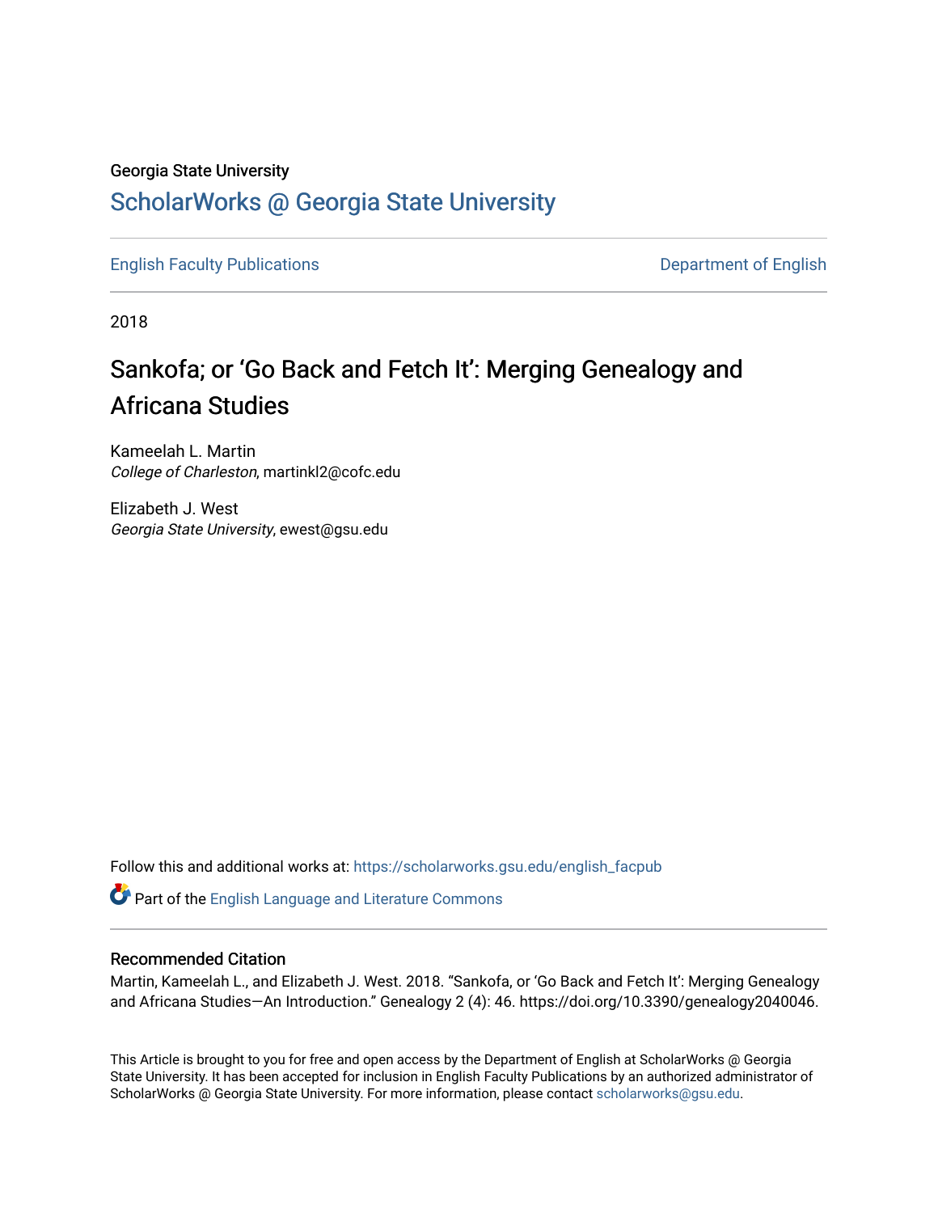Georgia State University

# ScholarWorks @ Georgia State University

English Faculty Publications

Department of English

2018

## Sankofa; or 'Go Back and Fetch It': Merging Genealogy and Africana Studies

Kameelah L. Martin  
*College of Charleston*, martinkl2@cofc.edu

Elizabeth J. West  
*Georgia State University*, ewest@gsu.edu

Follow this and additional works at: https://scholarworks.gsu.edu/english_facpub

Part of the English Language and Literature Commons

### Recommended Citation

Martin, Kameelah L., and Elizabeth J. West. 2018. "Sankofa, or 'Go Back and Fetch It': Merging Genealogy and Africana Studies—An Introduction." Genealogy 2 (4): 46. https://doi.org/10.3390/genealogy2040046.

This Article is brought to you for free and open access by the Department of English at ScholarWorks @ Georgia State University. It has been accepted for inclusion in English Faculty Publications by an authorized administrator of ScholarWorks @ Georgia State University. For more information, please contact scholarworks@gsu.edu.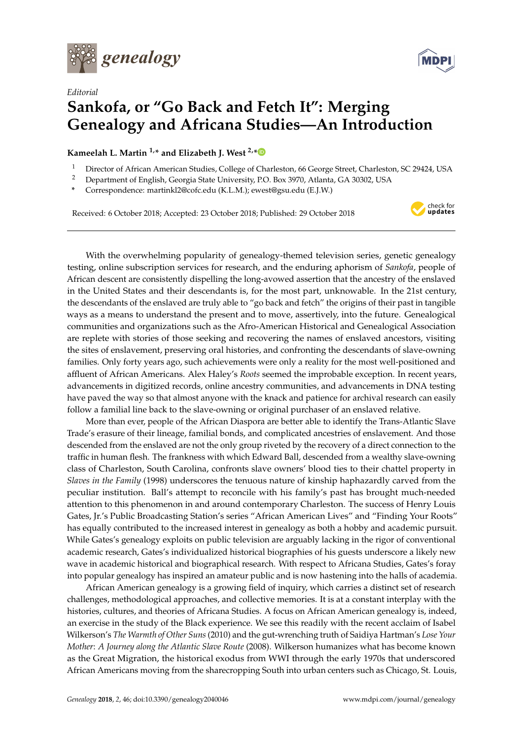genealogy

MDPI

*Editorial*

# Sankofa, or "Go Back and Fetch It": Merging Genealogy and Africana Studies—An Introduction

**Kameelah L. Martin [1,*] and Elizabeth J. West [2,*]**

1 Director of African American Studies, College of Charleston, 66 George Street, Charleston, SC 29424, USA
2 Department of English, Georgia State University, P.O. Box 3970, Atlanta, GA 30302, USA
* Correspondence: martinkl2@cofc.edu (K.L.M.); ewest@gsu.edu (E.J.W.)

Received: 6 October 2018; Accepted: 23 October 2018; Published: 29 October 2018

With the overwhelming popularity of genealogy-themed television series, genetic genealogy testing, online subscription services for research, and the enduring aphorism of *Sankofa*, people of African descent are consistently dispelling the long-avowed assertion that the ancestry of the enslaved in the United States and their descendants is, for the most part, unknowable. In the 21st century, the descendants of the enslaved are truly able to "go back and fetch" the origins of their past in tangible ways as a means to understand the present and to move, assertively, into the future. Genealogical communities and organizations such as the Afro-American Historical and Genealogical Association are replete with stories of those seeking and recovering the names of enslaved ancestors, visiting the sites of enslavement, preserving oral histories, and confronting the descendants of slave-owning families. Only forty years ago, such achievements were only a reality for the most well-positioned and affluent of African Americans. Alex Haley's *Roots* seemed the improbable exception. In recent years, advancements in digitized records, online ancestry communities, and advancements in DNA testing have paved the way so that almost anyone with the knack and patience for archival research can easily follow a familial line back to the slave-owning or original purchaser of an enslaved relative.

More than ever, people of the African Diaspora are better able to identify the Trans-Atlantic Slave Trade's erasure of their lineage, familial bonds, and complicated ancestries of enslavement. And those descended from the enslaved are not the only group riveted by the recovery of a direct connection to the traffic in human flesh. The frankness with which Edward Ball, descended from a wealthy slave-owning class of Charleston, South Carolina, confronts slave owners' blood ties to their chattel property in *Slaves in the Family* (1998) underscores the tenuous nature of kinship haphazardly carved from the peculiar institution. Ball's attempt to reconcile with his family's past has brought much-needed attention to this phenomenon in and around contemporary Charleston. The success of Henry Louis Gates, Jr.'s Public Broadcasting Station's series "African American Lives" and "Finding Your Roots" has equally contributed to the increased interest in genealogy as both a hobby and academic pursuit. While Gates's genealogy exploits on public television are arguably lacking in the rigor of conventional academic research, Gates's individualized historical biographies of his guests underscore a likely new wave in academic historical and biographical research. With respect to Africana Studies, Gates's foray into popular genealogy has inspired an amateur public and is now hastening into the halls of academia.

African American genealogy is a growing field of inquiry, which carries a distinct set of research challenges, methodological approaches, and collective memories. It is at a constant interplay with the histories, cultures, and theories of Africana Studies. A focus on African American genealogy is, indeed, an exercise in the study of the Black experience. We see this readily with the recent acclaim of Isabel Wilkerson's *The Warmth of Other Suns* (2010) and the gut-wrenching truth of Saidiya Hartman's *Lose Your Mother*: *A Journey along the Atlantic Slave Route* (2008). Wilkerson humanizes what has become known as the Great Migration, the historical exodus from WWI through the early 1970s that underscored African Americans moving from the sharecropping South into urban centers such as Chicago, St. Louis,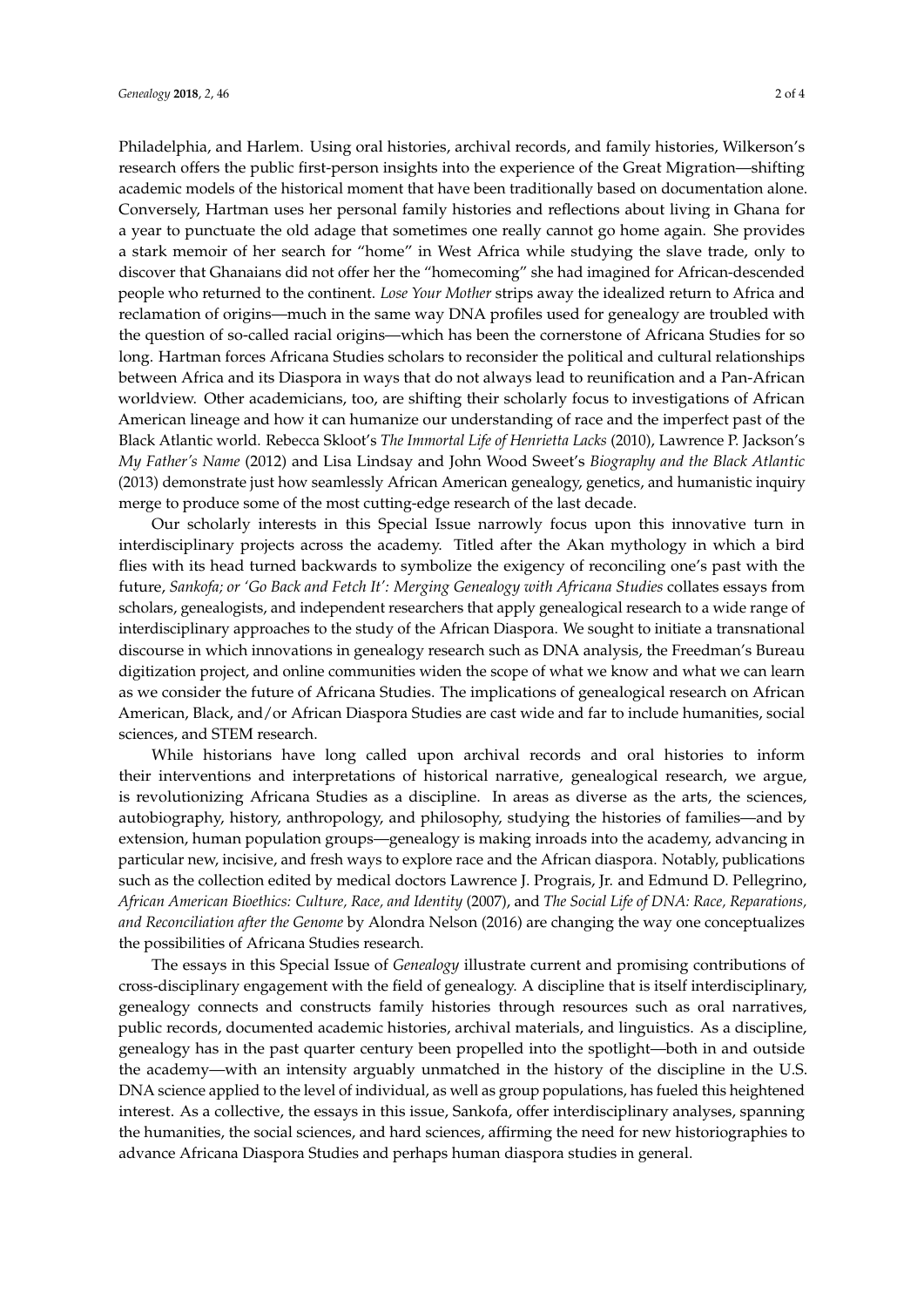Philadelphia, and Harlem. Using oral histories, archival records, and family histories, Wilkerson's research offers the public first-person insights into the experience of the Great Migration—shifting academic models of the historical moment that have been traditionally based on documentation alone. Conversely, Hartman uses her personal family histories and reflections about living in Ghana for a year to punctuate the old adage that sometimes one really cannot go home again. She provides a stark memoir of her search for "home" in West Africa while studying the slave trade, only to discover that Ghanaians did not offer her the "homecoming" she had imagined for African-descended people who returned to the continent. *Lose Your Mother* strips away the idealized return to Africa and reclamation of origins—much in the same way DNA profiles used for genealogy are troubled with the question of so-called racial origins—which has been the cornerstone of Africana Studies for so long. Hartman forces Africana Studies scholars to reconsider the political and cultural relationships between Africa and its Diaspora in ways that do not always lead to reunification and a Pan-African worldview. Other academicians, too, are shifting their scholarly focus to investigations of African American lineage and how it can humanize our understanding of race and the imperfect past of the Black Atlantic world. Rebecca Skloot's *The Immortal Life of Henrietta Lacks* (2010), Lawrence P. Jackson's *My Father's Name* (2012) and Lisa Lindsay and John Wood Sweet's *Biography and the Black Atlantic* (2013) demonstrate just how seamlessly African American genealogy, genetics, and humanistic inquiry merge to produce some of the most cutting-edge research of the last decade.

Our scholarly interests in this Special Issue narrowly focus upon this innovative turn in interdisciplinary projects across the academy. Titled after the Akan mythology in which a bird flies with its head turned backwards to symbolize the exigency of reconciling one's past with the future, *Sankofa; or 'Go Back and Fetch It': Merging Genealogy with Africana Studies* collates essays from scholars, genealogists, and independent researchers that apply genealogical research to a wide range of interdisciplinary approaches to the study of the African Diaspora. We sought to initiate a transnational discourse in which innovations in genealogy research such as DNA analysis, the Freedman's Bureau digitization project, and online communities widen the scope of what we know and what we can learn as we consider the future of Africana Studies. The implications of genealogical research on African American, Black, and/or African Diaspora Studies are cast wide and far to include humanities, social sciences, and STEM research.

While historians have long called upon archival records and oral histories to inform their interventions and interpretations of historical narrative, genealogical research, we argue, is revolutionizing Africana Studies as a discipline. In areas as diverse as the arts, the sciences, autobiography, history, anthropology, and philosophy, studying the histories of families—and by extension, human population groups—genealogy is making inroads into the academy, advancing in particular new, incisive, and fresh ways to explore race and the African diaspora. Notably, publications such as the collection edited by medical doctors Lawrence J. Prograis, Jr. and Edmund D. Pellegrino, *African American Bioethics: Culture, Race, and Identity* (2007), and *The Social Life of DNA: Race, Reparations, and Reconciliation after the Genome* by Alondra Nelson (2016) are changing the way one conceptualizes the possibilities of Africana Studies research.

The essays in this Special Issue of *Genealogy* illustrate current and promising contributions of cross-disciplinary engagement with the field of genealogy. A discipline that is itself interdisciplinary, genealogy connects and constructs family histories through resources such as oral narratives, public records, documented academic histories, archival materials, and linguistics. As a discipline, genealogy has in the past quarter century been propelled into the spotlight—both in and outside the academy—with an intensity arguably unmatched in the history of the discipline in the U.S. DNA science applied to the level of individual, as well as group populations, has fueled this heightened interest. As a collective, the essays in this issue, Sankofa, offer interdisciplinary analyses, spanning the humanities, the social sciences, and hard sciences, affirming the need for new historiographies to advance Africana Diaspora Studies and perhaps human diaspora studies in general.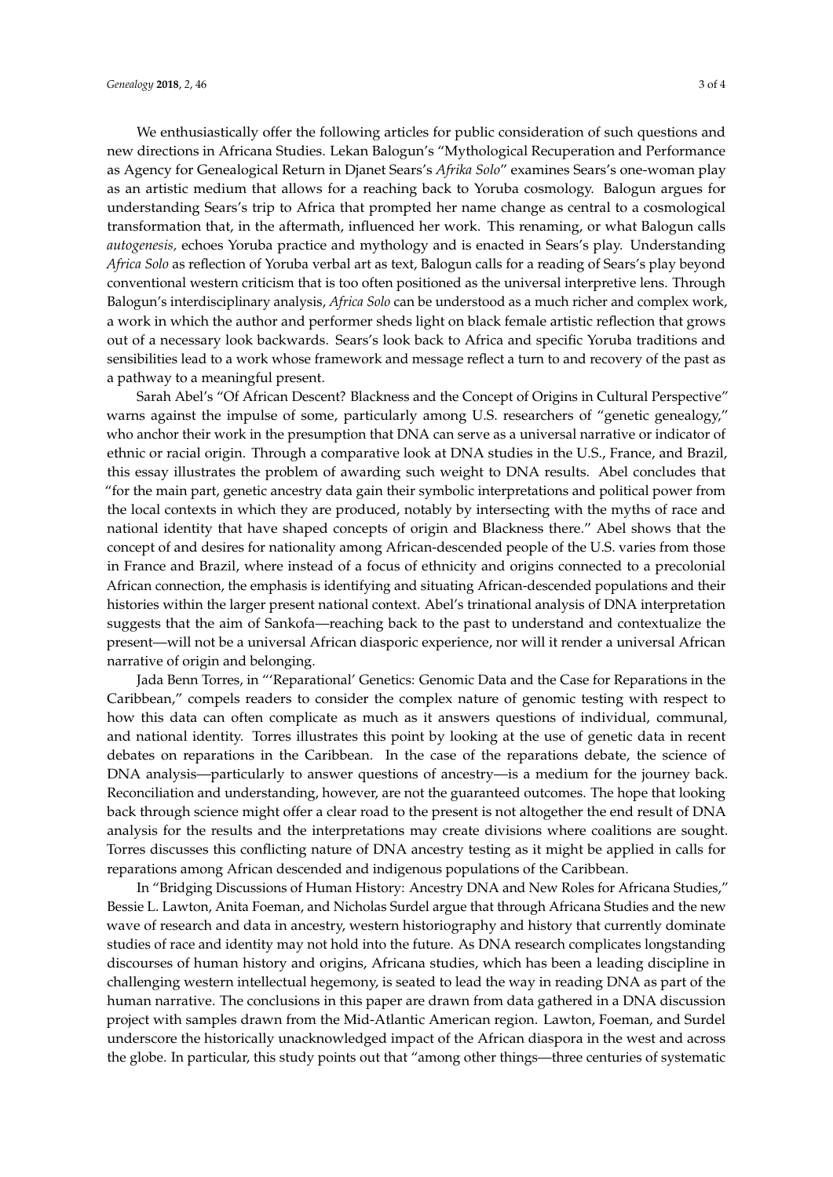We enthusiastically offer the following articles for public consideration of such questions and new directions in Africana Studies. Lekan Balogun's "Mythological Recuperation and Performance as Agency for Genealogical Return in Djanet Sears's *Afrika Solo*" examines Sears's one-woman play as an artistic medium that allows for a reaching back to Yoruba cosmology. Balogun argues for understanding Sears's trip to Africa that prompted her name change as central to a cosmological transformation that, in the aftermath, influenced her work. This renaming, or what Balogun calls *autogenesis,* echoes Yoruba practice and mythology and is enacted in Sears's play. Understanding *Africa Solo* as reflection of Yoruba verbal art as text, Balogun calls for a reading of Sears's play beyond conventional western criticism that is too often positioned as the universal interpretive lens. Through Balogun's interdisciplinary analysis, *Africa Solo* can be understood as a much richer and complex work, a work in which the author and performer sheds light on black female artistic reflection that grows out of a necessary look backwards. Sears's look back to Africa and specific Yoruba traditions and sensibilities lead to a work whose framework and message reflect a turn to and recovery of the past as a pathway to a meaningful present.

Sarah Abel's "Of African Descent? Blackness and the Concept of Origins in Cultural Perspective" warns against the impulse of some, particularly among U.S. researchers of "genetic genealogy," who anchor their work in the presumption that DNA can serve as a universal narrative or indicator of ethnic or racial origin. Through a comparative look at DNA studies in the U.S., France, and Brazil, this essay illustrates the problem of awarding such weight to DNA results. Abel concludes that "for the main part, genetic ancestry data gain their symbolic interpretations and political power from the local contexts in which they are produced, notably by intersecting with the myths of race and national identity that have shaped concepts of origin and Blackness there." Abel shows that the concept of and desires for nationality among African-descended people of the U.S. varies from those in France and Brazil, where instead of a focus of ethnicity and origins connected to a precolonial African connection, the emphasis is identifying and situating African-descended populations and their histories within the larger present national context. Abel's trinational analysis of DNA interpretation suggests that the aim of Sankofa—reaching back to the past to understand and contextualize the present—will not be a universal African diasporic experience, nor will it render a universal African narrative of origin and belonging.

Jada Benn Torres, in "'Reparational' Genetics: Genomic Data and the Case for Reparations in the Caribbean," compels readers to consider the complex nature of genomic testing with respect to how this data can often complicate as much as it answers questions of individual, communal, and national identity. Torres illustrates this point by looking at the use of genetic data in recent debates on reparations in the Caribbean. In the case of the reparations debate, the science of DNA analysis—particularly to answer questions of ancestry—is a medium for the journey back. Reconciliation and understanding, however, are not the guaranteed outcomes. The hope that looking back through science might offer a clear road to the present is not altogether the end result of DNA analysis for the results and the interpretations may create divisions where coalitions are sought. Torres discusses this conflicting nature of DNA ancestry testing as it might be applied in calls for reparations among African descended and indigenous populations of the Caribbean.

In "Bridging Discussions of Human History: Ancestry DNA and New Roles for Africana Studies," Bessie L. Lawton, Anita Foeman, and Nicholas Surdel argue that through Africana Studies and the new wave of research and data in ancestry, western historiography and history that currently dominate studies of race and identity may not hold into the future. As DNA research complicates longstanding discourses of human history and origins, Africana studies, which has been a leading discipline in challenging western intellectual hegemony, is seated to lead the way in reading DNA as part of the human narrative. The conclusions in this paper are drawn from data gathered in a DNA discussion project with samples drawn from the Mid-Atlantic American region. Lawton, Foeman, and Surdel underscore the historically unacknowledged impact of the African diaspora in the west and across the globe. In particular, this study points out that "among other things—three centuries of systematic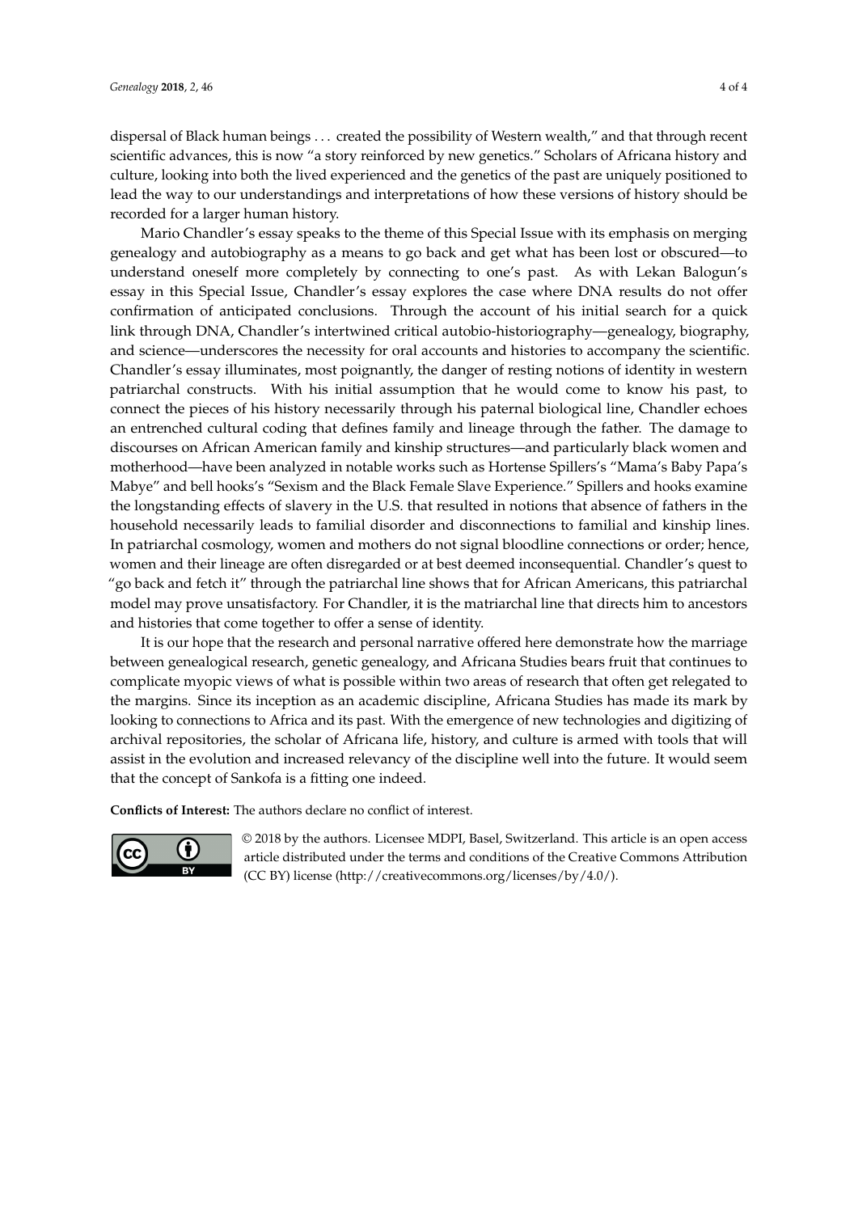dispersal of Black human beings . . . created the possibility of Western wealth," and that through recent scientific advances, this is now "a story reinforced by new genetics." Scholars of Africana history and culture, looking into both the lived experienced and the genetics of the past are uniquely positioned to lead the way to our understandings and interpretations of how these versions of history should be recorded for a larger human history.

Mario Chandler's essay speaks to the theme of this Special Issue with its emphasis on merging genealogy and autobiography as a means to go back and get what has been lost or obscured—to understand oneself more completely by connecting to one's past. As with Lekan Balogun's essay in this Special Issue, Chandler's essay explores the case where DNA results do not offer confirmation of anticipated conclusions. Through the account of his initial search for a quick link through DNA, Chandler's intertwined critical autobio-historiography—genealogy, biography, and science—underscores the necessity for oral accounts and histories to accompany the scientific. Chandler's essay illuminates, most poignantly, the danger of resting notions of identity in western patriarchal constructs. With his initial assumption that he would come to know his past, to connect the pieces of his history necessarily through his paternal biological line, Chandler echoes an entrenched cultural coding that defines family and lineage through the father. The damage to discourses on African American family and kinship structures—and particularly black women and motherhood—have been analyzed in notable works such as Hortense Spillers's "Mama's Baby Papa's Mabye" and bell hooks's "Sexism and the Black Female Slave Experience." Spillers and hooks examine the longstanding effects of slavery in the U.S. that resulted in notions that absence of fathers in the household necessarily leads to familial disorder and disconnections to familial and kinship lines. In patriarchal cosmology, women and mothers do not signal bloodline connections or order; hence, women and their lineage are often disregarded or at best deemed inconsequential. Chandler's quest to "go back and fetch it" through the patriarchal line shows that for African Americans, this patriarchal model may prove unsatisfactory. For Chandler, it is the matriarchal line that directs him to ancestors and histories that come together to offer a sense of identity.

It is our hope that the research and personal narrative offered here demonstrate how the marriage between genealogical research, genetic genealogy, and Africana Studies bears fruit that continues to complicate myopic views of what is possible within two areas of research that often get relegated to the margins. Since its inception as an academic discipline, Africana Studies has made its mark by looking to connections to Africa and its past. With the emergence of new technologies and digitizing of archival repositories, the scholar of Africana life, history, and culture is armed with tools that will assist in the evolution and increased relevancy of the discipline well into the future. It would seem that the concept of Sankofa is a fitting one indeed.

**Conflicts of Interest:** The authors declare no conflict of interest.

© 2018 by the authors. Licensee MDPI, Basel, Switzerland. This article is an open access article distributed under the terms and conditions of the Creative Commons Attribution (CC BY) license (http://creativecommons.org/licenses/by/4.0/).